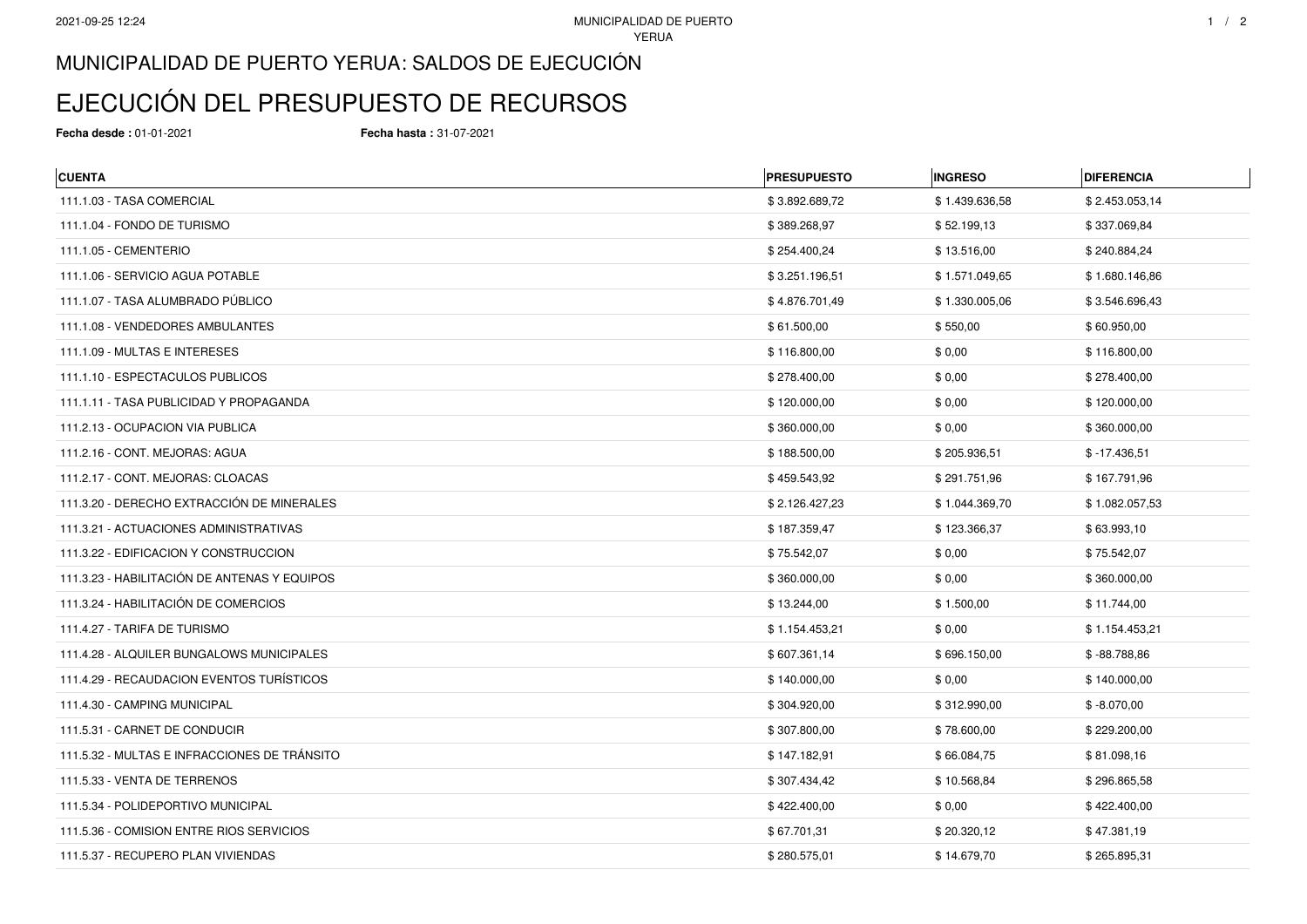# MUNICIPALIDAD DE PUERTO YERUA: SALDOS DE EJECUCIÓN

# EJECUCIÓN DEL PRESUPUESTO DE RECURSOS

**Fecha desde :** 01-01-2021 **Fecha hasta :** 31-07-2021

| CUENTA | PRESUPUESTO | INGRESO | DIFERENCIA |
|---|---|---|---|
| 111.1.03 - TASA COMERCIAL | $ 3.892.689,72 | $ 1.439.636,58 | $ 2.453.053,14 |
| 111.1.04 - FONDO DE TURISMO | $ 389.268,97 | $ 52.199,13 | $ 337.069,84 |
| 111.1.05 - CEMENTERIO | $ 254.400,24 | $ 13.516,00 | $ 240.884,24 |
| 111.1.06 - SERVICIO AGUA POTABLE | $ 3.251.196,51 | $ 1.571.049,65 | $ 1.680.146,86 |
| 111.1.07 - TASA ALUMBRADO PÚBLICO | $ 4.876.701,49 | $ 1.330.005,06 | $ 3.546.696,43 |
| 111.1.08 - VENDEDORES AMBULANTES | $ 61.500,00 | $ 550,00 | $ 60.950,00 |
| 111.1.09 - MULTAS E INTERESES | $ 116.800,00 | $ 0,00 | $ 116.800,00 |
| 111.1.10 - ESPECTACULOS PUBLICOS | $ 278.400,00 | $ 0,00 | $ 278.400,00 |
| 111.1.11 - TASA PUBLICIDAD Y PROPAGANDA | $ 120.000,00 | $ 0,00 | $ 120.000,00 |
| 111.2.13 - OCUPACION VIA PUBLICA | $ 360.000,00 | $ 0,00 | $ 360.000,00 |
| 111.2.16 - CONT. MEJORAS: AGUA | $ 188.500,00 | $ 205.936,51 | $ -17.436,51 |
| 111.2.17 - CONT. MEJORAS: CLOACAS | $ 459.543,92 | $ 291.751,96 | $ 167.791,96 |
| 111.3.20 - DERECHO EXTRACCIÓN DE MINERALES | $ 2.126.427,23 | $ 1.044.369,70 | $ 1.082.057,53 |
| 111.3.21 - ACTUACIONES ADMINISTRATIVAS | $ 187.359,47 | $ 123.366,37 | $ 63.993,10 |
| 111.3.22 - EDIFICACION Y CONSTRUCCION | $ 75.542,07 | $ 0,00 | $ 75.542,07 |
| 111.3.23 - HABILITACIÓN DE ANTENAS Y EQUIPOS | $ 360.000,00 | $ 0,00 | $ 360.000,00 |
| 111.3.24 - HABILITACIÓN DE COMERCIOS | $ 13.244,00 | $ 1.500,00 | $ 11.744,00 |
| 111.4.27 - TARIFA DE TURISMO | $ 1.154.453,21 | $ 0,00 | $ 1.154.453,21 |
| 111.4.28 - ALQUILER BUNGALOWS MUNICIPALES | $ 607.361,14 | $ 696.150,00 | $ -88.788,86 |
| 111.4.29 - RECAUDACION EVENTOS TURÍSTICOS | $ 140.000,00 | $ 0,00 | $ 140.000,00 |
| 111.4.30 - CAMPING MUNICIPAL | $ 304.920,00 | $ 312.990,00 | $ -8.070,00 |
| 111.5.31 - CARNET DE CONDUCIR | $ 307.800,00 | $ 78.600,00 | $ 229.200,00 |
| 111.5.32 - MULTAS E INFRACCIONES DE TRÁNSITO | $ 147.182,91 | $ 66.084,75 | $ 81.098,16 |
| 111.5.33 - VENTA DE TERRENOS | $ 307.434,42 | $ 10.568,84 | $ 296.865,58 |
| 111.5.34 - POLIDEPORTIVO MUNICIPAL | $ 422.400,00 | $ 0,00 | $ 422.400,00 |
| 111.5.36 - COMISION ENTRE RIOS SERVICIOS | $ 67.701,31 | $ 20.320,12 | $ 47.381,19 |
| 111.5.37 - RECUPERO PLAN VIVIENDAS | $ 280.575,01 | $ 14.679,70 | $ 265.895,31 |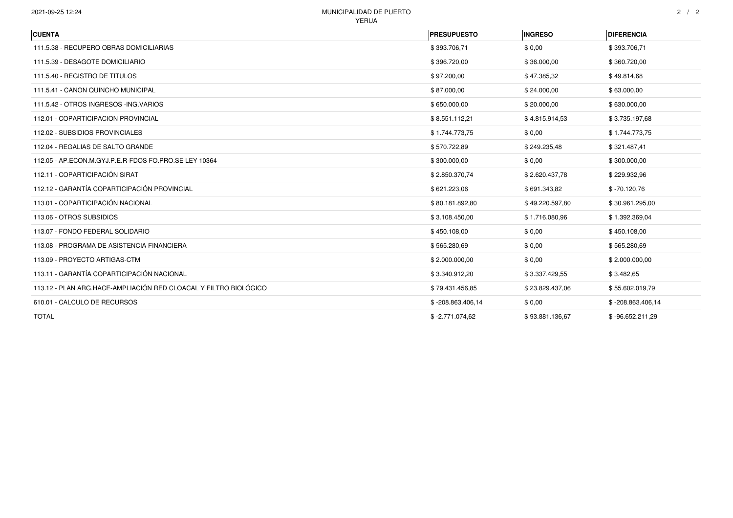| CUENTA | PRESUPUESTO | INGRESO | DIFERENCIA |
|---|---|---|---|
| 111.5.38 - RECUPERO OBRAS DOMICILIARIAS | $ 393.706,71 | $ 0,00 | $ 393.706,71 |
| 111.5.39 - DESAGOTE DOMICILIARIO | $ 396.720,00 | $ 36.000,00 | $ 360.720,00 |
| 111.5.40 - REGISTRO DE TITULOS | $ 97.200,00 | $ 47.385,32 | $ 49.814,68 |
| 111.5.41 - CANON QUINCHO MUNICIPAL | $ 87.000,00 | $ 24.000,00 | $ 63.000,00 |
| 111.5.42 - OTROS INGRESOS -ING.VARIOS | $ 650.000,00 | $ 20.000,00 | $ 630.000,00 |
| 112.01 - COPARTICIPACION PROVINCIAL | $ 8.551.112,21 | $ 4.815.914,53 | $ 3.735.197,68 |
| 112.02 - SUBSIDIOS PROVINCIALES | $ 1.744.773,75 | $ 0,00 | $ 1.744.773,75 |
| 112.04 - REGALIAS DE SALTO GRANDE | $ 570.722,89 | $ 249.235,48 | $ 321.487,41 |
| 112.05 - AP.ECON.M.GYJ.P.E.R-FDOS FO.PRO.SE LEY 10364 | $ 300.000,00 | $ 0,00 | $ 300.000,00 |
| 112.11 - COPARTICIPACIÓN SIRAT | $ 2.850.370,74 | $ 2.620.437,78 | $ 229.932,96 |
| 112.12 - GARANTÍA COPARTICIPACIÓN PROVINCIAL | $ 621.223,06 | $ 691.343,82 | $ -70.120,76 |
| 113.01 - COPARTICIPACIÓN NACIONAL | $ 80.181.892,80 | $ 49.220.597,80 | $ 30.961.295,00 |
| 113.06 - OTROS SUBSIDIOS | $ 3.108.450,00 | $ 1.716.080,96 | $ 1.392.369,04 |
| 113.07 - FONDO FEDERAL SOLIDARIO | $ 450.108,00 | $ 0,00 | $ 450.108,00 |
| 113.08 - PROGRAMA DE ASISTENCIA FINANCIERA | $ 565.280,69 | $ 0,00 | $ 565.280,69 |
| 113.09 - PROYECTO ARTIGAS-CTM | $ 2.000.000,00 | $ 0,00 | $ 2.000.000,00 |
| 113.11 - GARANTÍA COPARTICIPACIÓN NACIONAL | $ 3.340.912,20 | $ 3.337.429,55 | $ 3.482,65 |
| 113.12 - PLAN ARG.HACE-AMPLIACIÓN RED CLOACAL Y FILTRO BIOLÓGICO | $ 79.431.456,85 | $ 23.829.437,06 | $ 55.602.019,79 |
| 610.01 - CALCULO DE RECURSOS | $ -208.863.406,14 | $ 0,00 | $ -208.863.406,14 |
| TOTAL | $ -2.771.074,62 | $ 93.881.136,67 | $ -96.652.211,29 |